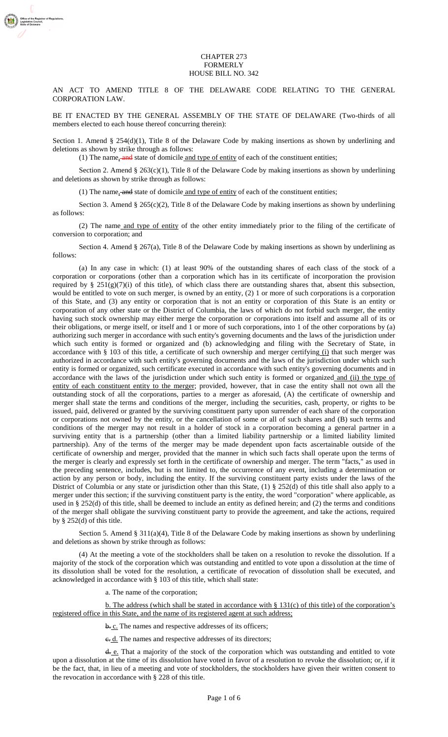CHAPTER 273
FORMERLY
HOUSE BILL NO. 342

AN ACT TO AMEND TITLE 8 OF THE DELAWARE CODE RELATING TO THE GENERAL CORPORATION LAW.

BE IT ENACTED BY THE GENERAL ASSEMBLY OF THE STATE OF DELAWARE (Two-thirds of all members elected to each house thereof concurring therein):

Section 1. Amend § 254(d)(1), Title 8 of the Delaware Code by making insertions as shown by underlining and deletions as shown by strike through as follows:

(1) The name<u>,</u> ~~, and~~ state of domicile <u>and type of entity</u> of each of the constituent entities;

Section 2. Amend § 263(c)(1), Title 8 of the Delaware Code by making insertions as shown by underlining and deletions as shown by strike through as follows:

(1) The name<u>,</u> ~~, and~~ state of domicile <u>and type of entity</u> of each of the constituent entities;

Section 3. Amend § 265(c)(2), Title 8 of the Delaware Code by making insertions as shown by underlining as follows:

(2) The name <u>and type of entity</u> of the other entity immediately prior to the filing of the certificate of conversion to corporation; and

Section 4. Amend § 267(a), Title 8 of the Delaware Code by making insertions as shown by underlining as follows:

(a) In any case in which: (1) at least 90% of the outstanding shares of each class of the stock of a corporation or corporations (other than a corporation which has in its certificate of incorporation the provision required by § 251(g)(7)(i) of this title), of which class there are outstanding shares that, absent this subsection, would be entitled to vote on such merger, is owned by an entity, (2) 1 or more of such corporations is a corporation of this State, and (3) any entity or corporation that is not an entity or corporation of this State is an entity or corporation of any other state or the District of Columbia, the laws of which do not forbid such merger, the entity having such stock ownership may either merge the corporation or corporations into itself and assume all of its or their obligations, or merge itself, or itself and 1 or more of such corporations, into 1 of the other corporations by (a) authorizing such merger in accordance with such entity's governing documents and the laws of the jurisdiction under which such entity is formed or organized and (b) acknowledging and filing with the Secretary of State, in accordance with § 103 of this title, a certificate of such ownership and merger certifying <u>(i)</u> that such merger was authorized in accordance with such entity's governing documents and the laws of the jurisdiction under which such entity is formed or organized, such certificate executed in accordance with such entity's governing documents and in accordance with the laws of the jurisdiction under which such entity is formed or organized <u>and (ii) the type of entity of each constituent entity to the merger</u>; provided, however, that in case the entity shall not own all the outstanding stock of all the corporations, parties to a merger as aforesaid, (A) the certificate of ownership and merger shall state the terms and conditions of the merger, including the securities, cash, property, or rights to be issued, paid, delivered or granted by the surviving constituent party upon surrender of each share of the corporation or corporations not owned by the entity, or the cancellation of some or all of such shares and (B) such terms and conditions of the merger may not result in a holder of stock in a corporation becoming a general partner in a surviving entity that is a partnership (other than a limited liability partnership or a limited liability limited partnership). Any of the terms of the merger may be made dependent upon facts ascertainable outside of the certificate of ownership and merger, provided that the manner in which such facts shall operate upon the terms of the merger is clearly and expressly set forth in the certificate of ownership and merger. The term "facts," as used in the preceding sentence, includes, but is not limited to, the occurrence of any event, including a determination or action by any person or body, including the entity. If the surviving constituent party exists under the laws of the District of Columbia or any state or jurisdiction other than this State, (1) § 252(d) of this title shall also apply to a merger under this section; if the surviving constituent party is the entity, the word "corporation" where applicable, as used in § 252(d) of this title, shall be deemed to include an entity as defined herein; and (2) the terms and conditions of the merger shall obligate the surviving constituent party to provide the agreement, and take the actions, required by § 252(d) of this title.

Section 5. Amend § 311(a)(4), Title 8 of the Delaware Code by making insertions as shown by underlining and deletions as shown by strike through as follows:

(4) At the meeting a vote of the stockholders shall be taken on a resolution to revoke the dissolution. If a majority of the stock of the corporation which was outstanding and entitled to vote upon a dissolution at the time of its dissolution shall be voted for the resolution, a certificate of revocation of dissolution shall be executed, and acknowledged in accordance with § 103 of this title, which shall state:

a. The name of the corporation;

<u>b. The address (which shall be stated in accordance with § 131(c) of this title) of the corporation's registered office in this State, and the name of its registered agent at such address;</u>

~~b.~~ <u>c.</u> The names and respective addresses of its officers;

~~c.~~ <u>d.</u> The names and respective addresses of its directors;

~~d.~~ <u>e.</u> That a majority of the stock of the corporation which was outstanding and entitled to vote upon a dissolution at the time of its dissolution have voted in favor of a resolution to revoke the dissolution; or, if it be the fact, that, in lieu of a meeting and vote of stockholders, the stockholders have given their written consent to the revocation in accordance with § 228 of this title.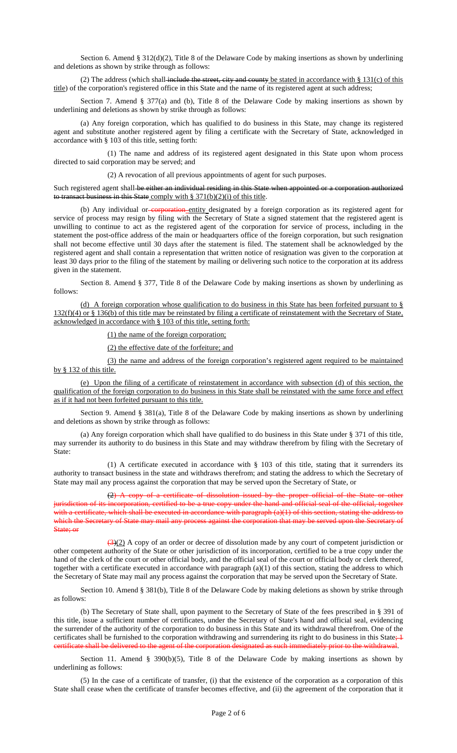Section 6. Amend § 312(d)(2), Title 8 of the Delaware Code by making insertions as shown by underlining and deletions as shown by strike through as follows:

(2) The address (which shall ~~include the street, city and county~~ <u>be stated in accordance with § 131(c) of this title</u>) of the corporation's registered office in this State and the name of its registered agent at such address;

Section 7. Amend § 377(a) and (b), Title 8 of the Delaware Code by making insertions as shown by underlining and deletions as shown by strike through as follows:

(a) Any foreign corporation, which has qualified to do business in this State, may change its registered agent and substitute another registered agent by filing a certificate with the Secretary of State, acknowledged in accordance with § 103 of this title, setting forth:

(1) The name and address of its registered agent designated in this State upon whom process directed to said corporation may be served; and

(2) A revocation of all previous appointments of agent for such purposes.

Such registered agent shall ~~be either an individual residing in this State when appointed or a corporation authorized to transact business in this State~~ <u>comply with § 371(b)(2)(i) of this title</u>.

(b) Any individual or ~~corporation~~ <u>entity</u> designated by a foreign corporation as its registered agent for service of process may resign by filing with the Secretary of State a signed statement that the registered agent is unwilling to continue to act as the registered agent of the corporation for service of process, including in the statement the post-office address of the main or headquarters office of the foreign corporation, but such resignation shall not become effective until 30 days after the statement is filed. The statement shall be acknowledged by the registered agent and shall contain a representation that written notice of resignation was given to the corporation at least 30 days prior to the filing of the statement by mailing or delivering such notice to the corporation at its address given in the statement.

Section 8. Amend § 377, Title 8 of the Delaware Code by making insertions as shown by underlining as follows:

<u>(d) A foreign corporation whose qualification to do business in this State has been forfeited pursuant to § 132(f)(4) or § 136(b) of this title may be reinstated by filing a certificate of reinstatement with the Secretary of State, acknowledged in accordance with § 103 of this title, setting forth:</u>

<u>(1) the name of the foreign corporation;</u>

<u>(2) the effective date of the forfeiture; and</u>

<u>(3) the name and address of the foreign corporation's registered agent required to be maintained by § 132 of this title.</u>

<u>(e) Upon the filing of a certificate of reinstatement in accordance with subsection (d) of this section, the qualification of the foreign corporation to do business in this State shall be reinstated with the same force and effect as if it had not been forfeited pursuant to this title.</u>

Section 9. Amend § 381(a), Title 8 of the Delaware Code by making insertions as shown by underlining and deletions as shown by strike through as follows:

(a) Any foreign corporation which shall have qualified to do business in this State under § 371 of this title, may surrender its authority to do business in this State and may withdraw therefrom by filing with the Secretary of State:

(1) A certificate executed in accordance with § 103 of this title, stating that it surrenders its authority to transact business in the state and withdraws therefrom; and stating the address to which the Secretary of State may mail any process against the corporation that may be served upon the Secretary of State, or

~~(2) A copy of a certificate of dissolution issued by the proper official of the State or other jurisdiction of its incorporation, certified to be a true copy under the hand and official seal of the official, together with a certificate, which shall be executed in accordance with paragraph (a)(1) of this section, stating the address to which the Secretary of State may mail any process against the corporation that may be served upon the Secretary of State; or~~

~~(3)~~<u>(2)</u> A copy of an order or decree of dissolution made by any court of competent jurisdiction or other competent authority of the State or other jurisdiction of its incorporation, certified to be a true copy under the hand of the clerk of the court or other official body, and the official seal of the court or official body or clerk thereof, together with a certificate executed in accordance with paragraph (a)(1) of this section, stating the address to which the Secretary of State may mail any process against the corporation that may be served upon the Secretary of State.

Section 10. Amend § 381(b), Title 8 of the Delaware Code by making deletions as shown by strike through as follows:

(b) The Secretary of State shall, upon payment to the Secretary of State of the fees prescribed in § 391 of this title, issue a sufficient number of certificates, under the Secretary of State's hand and official seal, evidencing the surrender of the authority of the corporation to do business in this State and its withdrawal therefrom. One of the certificates shall be furnished to the corporation withdrawing and surrendering its right to do business in this State~~; 1 certificate shall be delivered to the agent of the corporation designated as such immediately prior to the withdrawal~~.

Section 11. Amend § 390(b)(5), Title 8 of the Delaware Code by making insertions as shown by underlining as follows:

(5) In the case of a certificate of transfer, (i) that the existence of the corporation as a corporation of this State shall cease when the certificate of transfer becomes effective, and (ii) the agreement of the corporation that it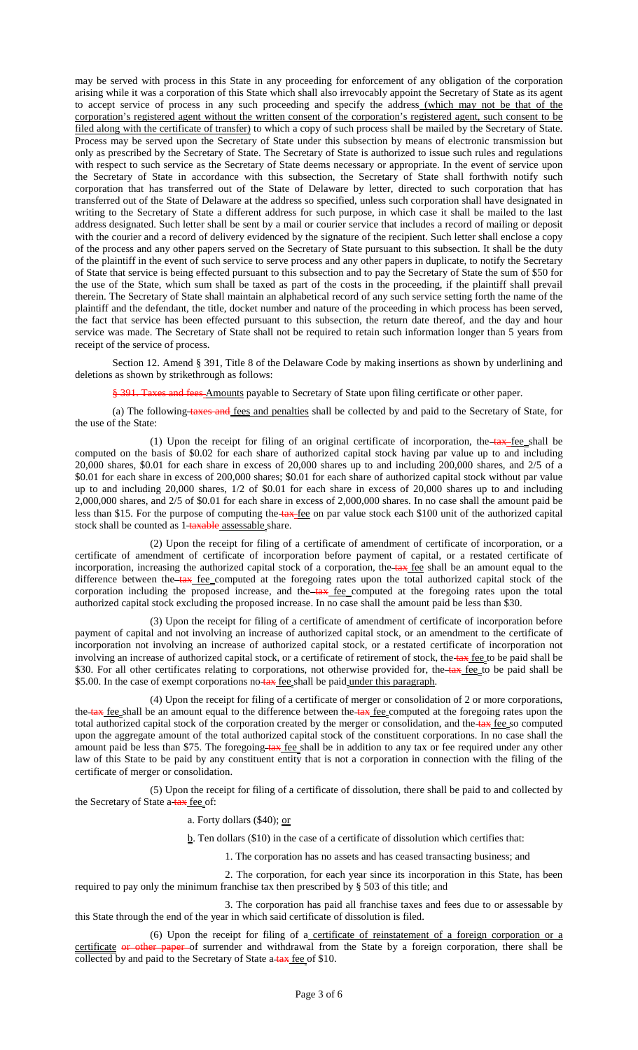may be served with process in this State in any proceeding for enforcement of any obligation of the corporation arising while it was a corporation of this State which shall also irrevocably appoint the Secretary of State as its agent to accept service of process in any such proceeding and specify the address <u>(which may not be that of the corporation's registered agent without the written consent of the corporation's registered agent, such consent to be filed along with the certificate of transfer)</u> to which a copy of such process shall be mailed by the Secretary of State. Process may be served upon the Secretary of State under this subsection by means of electronic transmission but only as prescribed by the Secretary of State. The Secretary of State is authorized to issue such rules and regulations with respect to such service as the Secretary of State deems necessary or appropriate. In the event of service upon the Secretary of State in accordance with this subsection, the Secretary of State shall forthwith notify such corporation that has transferred out of the State of Delaware by letter, directed to such corporation that has transferred out of the State of Delaware at the address so specified, unless such corporation shall have designated in writing to the Secretary of State a different address for such purpose, in which case it shall be mailed to the last address designated. Such letter shall be sent by a mail or courier service that includes a record of mailing or deposit with the courier and a record of delivery evidenced by the signature of the recipient. Such letter shall enclose a copy of the process and any other papers served on the Secretary of State pursuant to this subsection. It shall be the duty of the plaintiff in the event of such service to serve process and any other papers in duplicate, to notify the Secretary of State that service is being effected pursuant to this subsection and to pay the Secretary of State the sum of $50 for the use of the State, which sum shall be taxed as part of the costs in the proceeding, if the plaintiff shall prevail therein. The Secretary of State shall maintain an alphabetical record of any such service setting forth the name of the plaintiff and the defendant, the title, docket number and nature of the proceeding in which process has been served, the fact that service has been effected pursuant to this subsection, the return date thereof, and the day and hour service was made. The Secretary of State shall not be required to retain such information longer than 5 years from receipt of the service of process.

Section 12. Amend § 391, Title 8 of the Delaware Code by making insertions as shown by underlining and deletions as shown by strikethrough as follows:

~~§ 391. Taxes and fees~~ <u>Amounts</u> payable to Secretary of State upon filing certificate or other paper.

(a) The following ~~taxes and~~ <u>fees and penalties</u> shall be collected by and paid to the Secretary of State, for the use of the State:

(1) Upon the receipt for filing of an original certificate of incorporation, the ~~tax~~ <u>fee</u> shall be computed on the basis of $0.02 for each share of authorized capital stock having par value up to and including 20,000 shares, $0.01 for each share in excess of 20,000 shares up to and including 200,000 shares, and 2/5 of a $0.01 for each share in excess of 200,000 shares; $0.01 for each share of authorized capital stock without par value up to and including 20,000 shares, 1/2 of $0.01 for each share in excess of 20,000 shares up to and including 2,000,000 shares, and 2/5 of $0.01 for each share in excess of 2,000,000 shares. In no case shall the amount paid be less than $15. For the purpose of computing the ~~tax~~ <u>fee</u> on par value stock each $100 unit of the authorized capital stock shall be counted as 1 ~~taxable~~ <u>assessable</u> share.

(2) Upon the receipt for filing of a certificate of amendment of certificate of incorporation, or a certificate of amendment of certificate of incorporation before payment of capital, or a restated certificate of incorporation, increasing the authorized capital stock of a corporation, the ~~tax~~ <u>fee</u> shall be an amount equal to the difference between the ~~tax~~ <u>fee</u> computed at the foregoing rates upon the total authorized capital stock of the corporation including the proposed increase, and the ~~tax~~ <u>fee</u> computed at the foregoing rates upon the total authorized capital stock excluding the proposed increase. In no case shall the amount paid be less than $30.

(3) Upon the receipt for filing of a certificate of amendment of certificate of incorporation before payment of capital and not involving an increase of authorized capital stock, or an amendment to the certificate of incorporation not involving an increase of authorized capital stock, or a restated certificate of incorporation not involving an increase of authorized capital stock, or a certificate of retirement of stock, the ~~tax~~ <u>fee</u> to be paid shall be $30. For all other certificates relating to corporations, not otherwise provided for, the ~~tax~~ <u>fee</u> to be paid shall be $5.00. In the case of exempt corporations no ~~tax~~ <u>fee</u> shall be paid <u>under this paragraph</u>.

(4) Upon the receipt for filing of a certificate of merger or consolidation of 2 or more corporations, the ~~tax~~ <u>fee</u> shall be an amount equal to the difference between the ~~tax~~ <u>fee</u> computed at the foregoing rates upon the total authorized capital stock of the corporation created by the merger or consolidation, and the ~~tax~~ <u>fee</u> so computed upon the aggregate amount of the total authorized capital stock of the constituent corporations. In no case shall the amount paid be less than $75. The foregoing ~~tax~~ <u>fee</u> shall be in addition to any tax or fee required under any other law of this State to be paid by any constituent entity that is not a corporation in connection with the filing of the certificate of merger or consolidation.

(5) Upon the receipt for filing of a certificate of dissolution, there shall be paid to and collected by the Secretary of State a ~~tax~~ <u>fee</u> of:

a. Forty dollars ($40); <u>or</u>

<u>b</u>. Ten dollars ($10) in the case of a certificate of dissolution which certifies that:

1. The corporation has no assets and has ceased transacting business; and

2. The corporation, for each year since its incorporation in this State, has been required to pay only the minimum franchise tax then prescribed by § 503 of this title; and

3. The corporation has paid all franchise taxes and fees due to or assessable by this State through the end of the year in which said certificate of dissolution is filed.

(6) Upon the receipt for filing of a <u>certificate of reinstatement of a foreign corporation or a certificate</u> ~~or other paper~~ of surrender and withdrawal from the State by a foreign corporation, there shall be collected by and paid to the Secretary of State a ~~tax~~ <u>fee</u> of $10.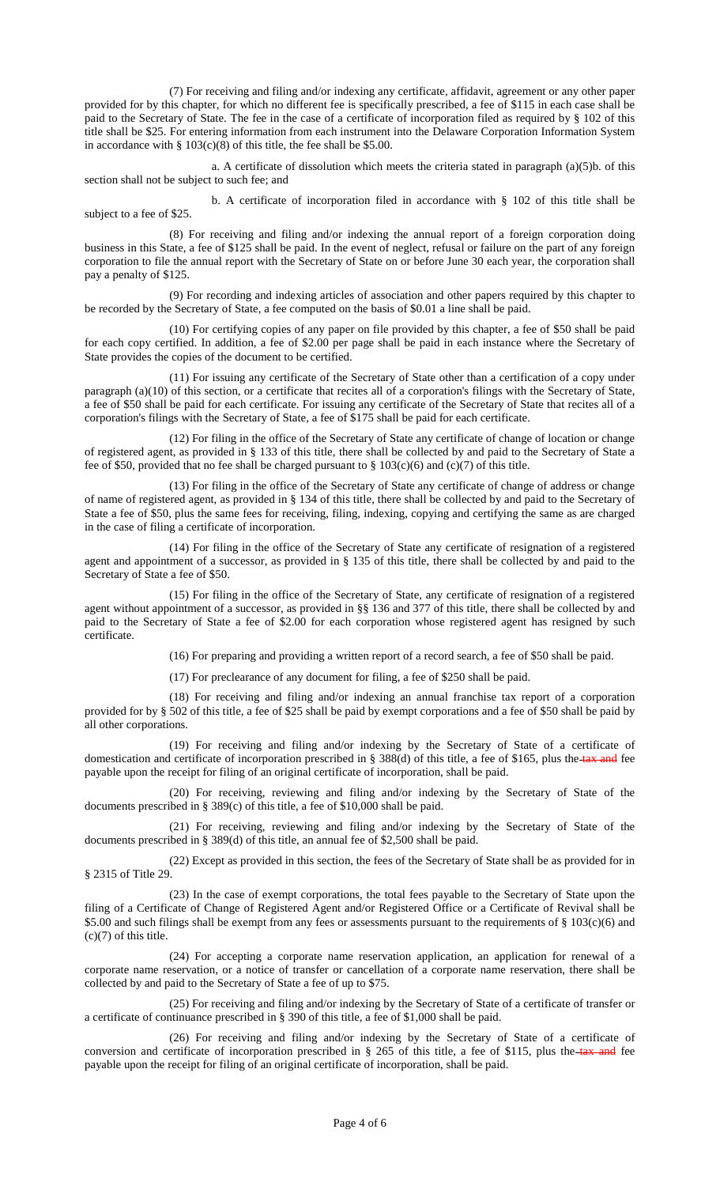(7) For receiving and filing and/or indexing any certificate, affidavit, agreement or any other paper provided for by this chapter, for which no different fee is specifically prescribed, a fee of $115 in each case shall be paid to the Secretary of State. The fee in the case of a certificate of incorporation filed as required by § 102 of this title shall be $25. For entering information from each instrument into the Delaware Corporation Information System in accordance with § 103(c)(8) of this title, the fee shall be $5.00.

a. A certificate of dissolution which meets the criteria stated in paragraph (a)(5)b. of this section shall not be subject to such fee; and

b. A certificate of incorporation filed in accordance with § 102 of this title shall be subject to a fee of $25.

(8) For receiving and filing and/or indexing the annual report of a foreign corporation doing business in this State, a fee of $125 shall be paid. In the event of neglect, refusal or failure on the part of any foreign corporation to file the annual report with the Secretary of State on or before June 30 each year, the corporation shall pay a penalty of $125.

(9) For recording and indexing articles of association and other papers required by this chapter to be recorded by the Secretary of State, a fee computed on the basis of $0.01 a line shall be paid.

(10) For certifying copies of any paper on file provided by this chapter, a fee of $50 shall be paid for each copy certified. In addition, a fee of $2.00 per page shall be paid in each instance where the Secretary of State provides the copies of the document to be certified.

(11) For issuing any certificate of the Secretary of State other than a certification of a copy under paragraph (a)(10) of this section, or a certificate that recites all of a corporation's filings with the Secretary of State, a fee of $50 shall be paid for each certificate. For issuing any certificate of the Secretary of State that recites all of a corporation's filings with the Secretary of State, a fee of $175 shall be paid for each certificate.

(12) For filing in the office of the Secretary of State any certificate of change of location or change of registered agent, as provided in § 133 of this title, there shall be collected by and paid to the Secretary of State a fee of $50, provided that no fee shall be charged pursuant to § 103(c)(6) and (c)(7) of this title.

(13) For filing in the office of the Secretary of State any certificate of change of address or change of name of registered agent, as provided in § 134 of this title, there shall be collected by and paid to the Secretary of State a fee of $50, plus the same fees for receiving, filing, indexing, copying and certifying the same as are charged in the case of filing a certificate of incorporation.

(14) For filing in the office of the Secretary of State any certificate of resignation of a registered agent and appointment of a successor, as provided in § 135 of this title, there shall be collected by and paid to the Secretary of State a fee of $50.

(15) For filing in the office of the Secretary of State, any certificate of resignation of a registered agent without appointment of a successor, as provided in §§ 136 and 377 of this title, there shall be collected by and paid to the Secretary of State a fee of $2.00 for each corporation whose registered agent has resigned by such certificate.

(16) For preparing and providing a written report of a record search, a fee of $50 shall be paid.

(17) For preclearance of any document for filing, a fee of $250 shall be paid.

(18) For receiving and filing and/or indexing an annual franchise tax report of a corporation provided for by § 502 of this title, a fee of $25 shall be paid by exempt corporations and a fee of $50 shall be paid by all other corporations.

(19) For receiving and filing and/or indexing by the Secretary of State of a certificate of domestication and certificate of incorporation prescribed in § 388(d) of this title, a fee of $165, plus the ~~tax and~~ fee payable upon the receipt for filing of an original certificate of incorporation, shall be paid.

(20) For receiving, reviewing and filing and/or indexing by the Secretary of State of the documents prescribed in § 389(c) of this title, a fee of $10,000 shall be paid.

(21) For receiving, reviewing and filing and/or indexing by the Secretary of State of the documents prescribed in § 389(d) of this title, an annual fee of $2,500 shall be paid.

(22) Except as provided in this section, the fees of the Secretary of State shall be as provided for in § 2315 of Title 29.

(23) In the case of exempt corporations, the total fees payable to the Secretary of State upon the filing of a Certificate of Change of Registered Agent and/or Registered Office or a Certificate of Revival shall be $5.00 and such filings shall be exempt from any fees or assessments pursuant to the requirements of § 103(c)(6) and (c)(7) of this title.

(24) For accepting a corporate name reservation application, an application for renewal of a corporate name reservation, or a notice of transfer or cancellation of a corporate name reservation, there shall be collected by and paid to the Secretary of State a fee of up to $75.

(25) For receiving and filing and/or indexing by the Secretary of State of a certificate of transfer or a certificate of continuance prescribed in § 390 of this title, a fee of $1,000 shall be paid.

(26) For receiving and filing and/or indexing by the Secretary of State of a certificate of conversion and certificate of incorporation prescribed in § 265 of this title, a fee of $115, plus the ~~tax and~~ fee payable upon the receipt for filing of an original certificate of incorporation, shall be paid.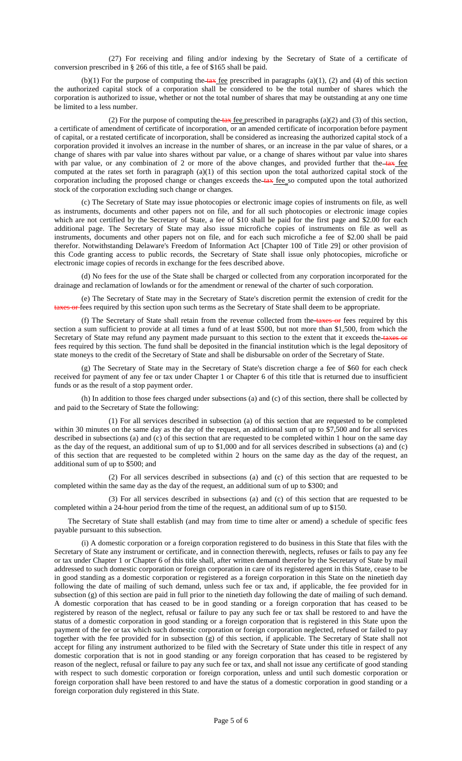(27) For receiving and filing and/or indexing by the Secretary of State of a certificate of conversion prescribed in § 266 of this title, a fee of $165 shall be paid.

(b)(1) For the purpose of computing the ~~tax~~ fee prescribed in paragraphs (a)(1), (2) and (4) of this section the authorized capital stock of a corporation shall be considered to be the total number of shares which the corporation is authorized to issue, whether or not the total number of shares that may be outstanding at any one time be limited to a less number.

(2) For the purpose of computing the ~~tax~~ fee prescribed in paragraphs (a)(2) and (3) of this section, a certificate of amendment of certificate of incorporation, or an amended certificate of incorporation before payment of capital, or a restated certificate of incorporation, shall be considered as increasing the authorized capital stock of a corporation provided it involves an increase in the number of shares, or an increase in the par value of shares, or a change of shares with par value into shares without par value, or a change of shares without par value into shares with par value, or any combination of 2 or more of the above changes, and provided further that the ~~tax~~ fee computed at the rates set forth in paragraph (a)(1) of this section upon the total authorized capital stock of the corporation including the proposed change or changes exceeds the ~~tax~~ fee so computed upon the total authorized stock of the corporation excluding such change or changes.

(c) The Secretary of State may issue photocopies or electronic image copies of instruments on file, as well as instruments, documents and other papers not on file, and for all such photocopies or electronic image copies which are not certified by the Secretary of State, a fee of $10 shall be paid for the first page and $2.00 for each additional page. The Secretary of State may also issue microfiche copies of instruments on file as well as instruments, documents and other papers not on file, and for each such microfiche a fee of $2.00 shall be paid therefor. Notwithstanding Delaware's Freedom of Information Act [Chapter 100 of Title 29] or other provision of this Code granting access to public records, the Secretary of State shall issue only photocopies, microfiche or electronic image copies of records in exchange for the fees described above.

(d) No fees for the use of the State shall be charged or collected from any corporation incorporated for the drainage and reclamation of lowlands or for the amendment or renewal of the charter of such corporation.

(e) The Secretary of State may in the Secretary of State's discretion permit the extension of credit for the ~~taxes or~~ fees required by this section upon such terms as the Secretary of State shall deem to be appropriate.

(f) The Secretary of State shall retain from the revenue collected from the ~~taxes or~~ fees required by this section a sum sufficient to provide at all times a fund of at least $500, but not more than $1,500, from which the Secretary of State may refund any payment made pursuant to this section to the extent that it exceeds the ~~taxes or~~ fees required by this section. The fund shall be deposited in the financial institution which is the legal depository of state moneys to the credit of the Secretary of State and shall be disbursable on order of the Secretary of State.

(g) The Secretary of State may in the Secretary of State's discretion charge a fee of $60 for each check received for payment of any fee or tax under Chapter 1 or Chapter 6 of this title that is returned due to insufficient funds or as the result of a stop payment order.

(h) In addition to those fees charged under subsections (a) and (c) of this section, there shall be collected by and paid to the Secretary of State the following:

(1) For all services described in subsection (a) of this section that are requested to be completed within 30 minutes on the same day as the day of the request, an additional sum of up to $7,500 and for all services described in subsections (a) and (c) of this section that are requested to be completed within 1 hour on the same day as the day of the request, an additional sum of up to $1,000 and for all services described in subsections (a) and (c) of this section that are requested to be completed within 2 hours on the same day as the day of the request, an additional sum of up to $500; and

(2) For all services described in subsections (a) and (c) of this section that are requested to be completed within the same day as the day of the request, an additional sum of up to $300; and

(3) For all services described in subsections (a) and (c) of this section that are requested to be completed within a 24-hour period from the time of the request, an additional sum of up to $150.

The Secretary of State shall establish (and may from time to time alter or amend) a schedule of specific fees payable pursuant to this subsection.

(i) A domestic corporation or a foreign corporation registered to do business in this State that files with the Secretary of State any instrument or certificate, and in connection therewith, neglects, refuses or fails to pay any fee or tax under Chapter 1 or Chapter 6 of this title shall, after written demand therefor by the Secretary of State by mail addressed to such domestic corporation or foreign corporation in care of its registered agent in this State, cease to be in good standing as a domestic corporation or registered as a foreign corporation in this State on the ninetieth day following the date of mailing of such demand, unless such fee or tax and, if applicable, the fee provided for in subsection (g) of this section are paid in full prior to the ninetieth day following the date of mailing of such demand. A domestic corporation that has ceased to be in good standing or a foreign corporation that has ceased to be registered by reason of the neglect, refusal or failure to pay any such fee or tax shall be restored to and have the status of a domestic corporation in good standing or a foreign corporation that is registered in this State upon the payment of the fee or tax which such domestic corporation or foreign corporation neglected, refused or failed to pay together with the fee provided for in subsection (g) of this section, if applicable. The Secretary of State shall not accept for filing any instrument authorized to be filed with the Secretary of State under this title in respect of any domestic corporation that is not in good standing or any foreign corporation that has ceased to be registered by reason of the neglect, refusal or failure to pay any such fee or tax, and shall not issue any certificate of good standing with respect to such domestic corporation or foreign corporation, unless and until such domestic corporation or foreign corporation shall have been restored to and have the status of a domestic corporation in good standing or a foreign corporation duly registered in this State.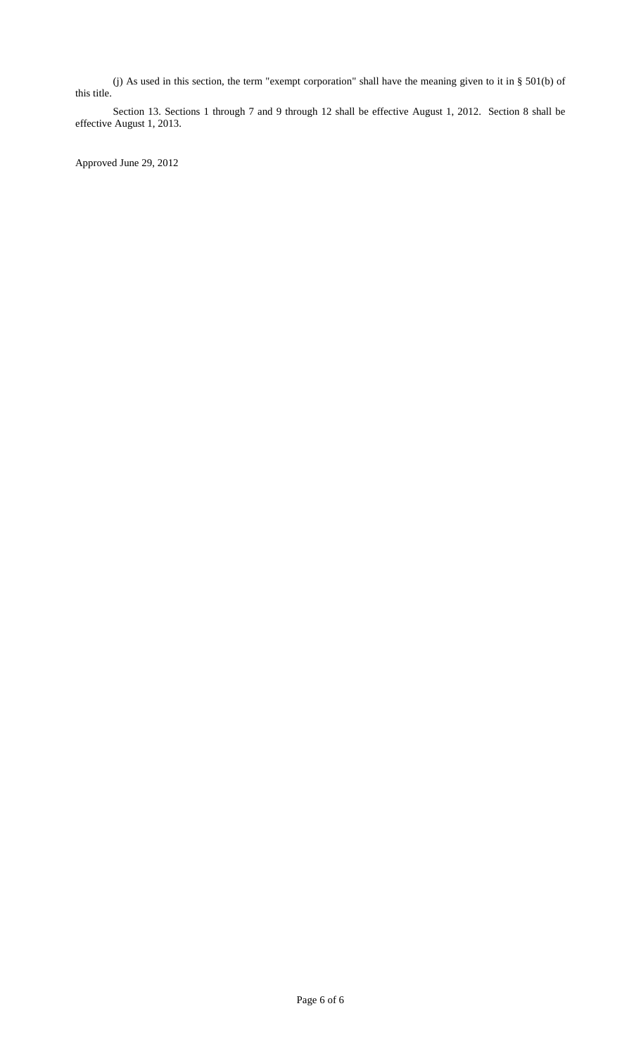(j) As used in this section, the term "exempt corporation" shall have the meaning given to it in § 501(b) of this title.

Section 13. Sections 1 through 7 and 9 through 12 shall be effective August 1, 2012. Section 8 shall be effective August 1, 2013.

Approved June 29, 2012